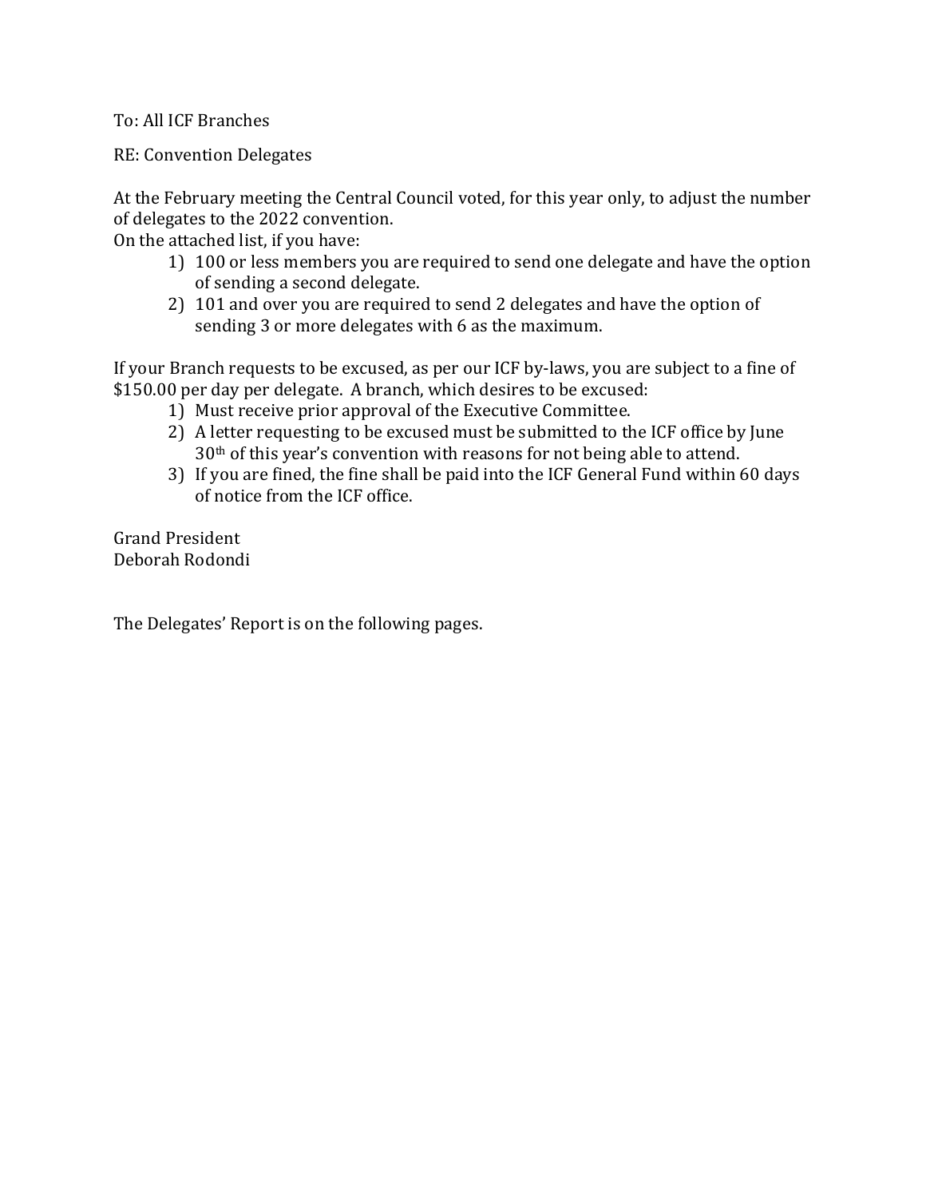To: All ICF Branches

RE: Convention Delegates

At the February meeting the Central Council voted, for this year only, to adjust the number of delegates to the 2022 convention.
On the attached list, if you have:

1) 100 or less members you are required to send one delegate and have the option of sending a second delegate.
2) 101 and over you are required to send 2 delegates and have the option of sending 3 or more delegates with 6 as the maximum.

If your Branch requests to be excused, as per our ICF by-laws, you are subject to a fine of $150.00 per day per delegate. A branch, which desires to be excused:

1) Must receive prior approval of the Executive Committee.
2) A letter requesting to be excused must be submitted to the ICF office by June 30th of this year's convention with reasons for not being able to attend.
3) If you are fined, the fine shall be paid into the ICF General Fund within 60 days of notice from the ICF office.

Grand President
Deborah Rodondi

The Delegates' Report is on the following pages.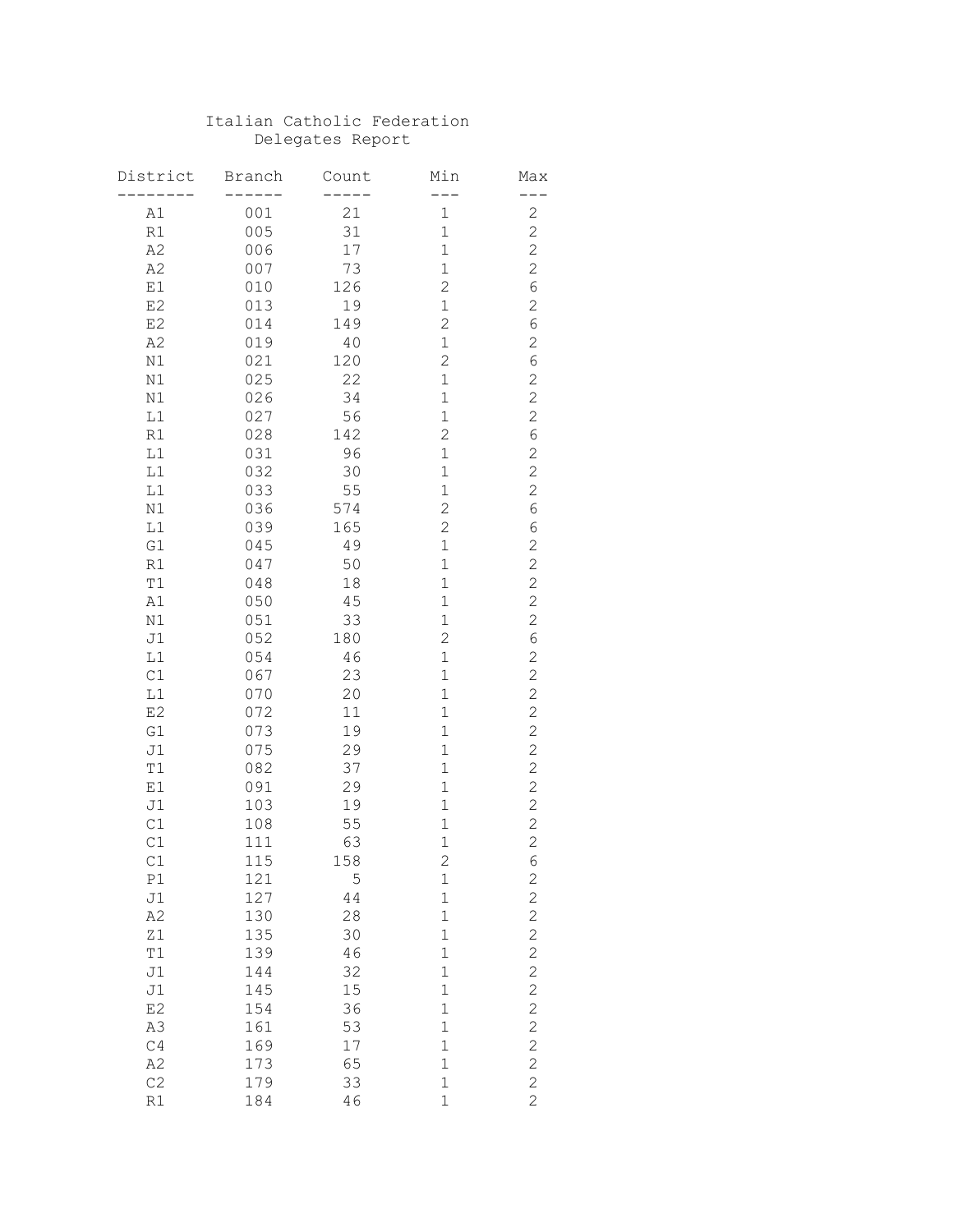Italian Catholic Federation
Delegates Report

| District | Branch | Count | Min | Max |
| --- | --- | --- | --- | --- |
| A1 | 001 | 21 | 1 | 2 |
| R1 | 005 | 31 | 1 | 2 |
| A2 | 006 | 17 | 1 | 2 |
| A2 | 007 | 73 | 1 | 2 |
| E1 | 010 | 126 | 2 | 6 |
| E2 | 013 | 19 | 1 | 2 |
| E2 | 014 | 149 | 2 | 6 |
| A2 | 019 | 40 | 1 | 2 |
| N1 | 021 | 120 | 2 | 6 |
| N1 | 025 | 22 | 1 | 2 |
| N1 | 026 | 34 | 1 | 2 |
| L1 | 027 | 56 | 1 | 2 |
| R1 | 028 | 142 | 2 | 6 |
| L1 | 031 | 96 | 1 | 2 |
| L1 | 032 | 30 | 1 | 2 |
| L1 | 033 | 55 | 1 | 2 |
| N1 | 036 | 574 | 2 | 6 |
| L1 | 039 | 165 | 2 | 6 |
| G1 | 045 | 49 | 1 | 2 |
| R1 | 047 | 50 | 1 | 2 |
| T1 | 048 | 18 | 1 | 2 |
| A1 | 050 | 45 | 1 | 2 |
| N1 | 051 | 33 | 1 | 2 |
| J1 | 052 | 180 | 2 | 6 |
| L1 | 054 | 46 | 1 | 2 |
| C1 | 067 | 23 | 1 | 2 |
| L1 | 070 | 20 | 1 | 2 |
| E2 | 072 | 11 | 1 | 2 |
| G1 | 073 | 19 | 1 | 2 |
| J1 | 075 | 29 | 1 | 2 |
| T1 | 082 | 37 | 1 | 2 |
| E1 | 091 | 29 | 1 | 2 |
| J1 | 103 | 19 | 1 | 2 |
| C1 | 108 | 55 | 1 | 2 |
| C1 | 111 | 63 | 1 | 2 |
| C1 | 115 | 158 | 2 | 6 |
| P1 | 121 | 5 | 1 | 2 |
| J1 | 127 | 44 | 1 | 2 |
| A2 | 130 | 28 | 1 | 2 |
| Z1 | 135 | 30 | 1 | 2 |
| T1 | 139 | 46 | 1 | 2 |
| J1 | 144 | 32 | 1 | 2 |
| J1 | 145 | 15 | 1 | 2 |
| E2 | 154 | 36 | 1 | 2 |
| A3 | 161 | 53 | 1 | 2 |
| C4 | 169 | 17 | 1 | 2 |
| A2 | 173 | 65 | 1 | 2 |
| C2 | 179 | 33 | 1 | 2 |
| R1 | 184 | 46 | 1 | 2 |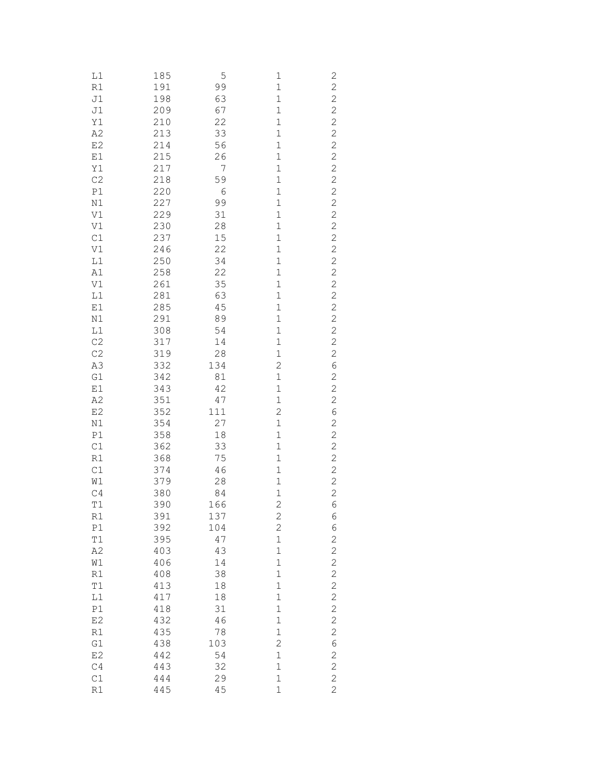| | | | | |
|---|---|---|---|---|
| L1 | 185 | 5 | 1 | 2 |
| R1 | 191 | 99 | 1 | 2 |
| J1 | 198 | 63 | 1 | 2 |
| J1 | 209 | 67 | 1 | 2 |
| Y1 | 210 | 22 | 1 | 2 |
| A2 | 213 | 33 | 1 | 2 |
| E2 | 214 | 56 | 1 | 2 |
| E1 | 215 | 26 | 1 | 2 |
| Y1 | 217 | 7 | 1 | 2 |
| C2 | 218 | 59 | 1 | 2 |
| P1 | 220 | 6 | 1 | 2 |
| N1 | 227 | 99 | 1 | 2 |
| V1 | 229 | 31 | 1 | 2 |
| V1 | 230 | 28 | 1 | 2 |
| C1 | 237 | 15 | 1 | 2 |
| V1 | 246 | 22 | 1 | 2 |
| L1 | 250 | 34 | 1 | 2 |
| A1 | 258 | 22 | 1 | 2 |
| V1 | 261 | 35 | 1 | 2 |
| L1 | 281 | 63 | 1 | 2 |
| E1 | 285 | 45 | 1 | 2 |
| N1 | 291 | 89 | 1 | 2 |
| L1 | 308 | 54 | 1 | 2 |
| C2 | 317 | 14 | 1 | 2 |
| C2 | 319 | 28 | 1 | 2 |
| A3 | 332 | 134 | 2 | 6 |
| G1 | 342 | 81 | 1 | 2 |
| E1 | 343 | 42 | 1 | 2 |
| A2 | 351 | 47 | 1 | 2 |
| E2 | 352 | 111 | 2 | 6 |
| N1 | 354 | 27 | 1 | 2 |
| P1 | 358 | 18 | 1 | 2 |
| C1 | 362 | 33 | 1 | 2 |
| R1 | 368 | 75 | 1 | 2 |
| C1 | 374 | 46 | 1 | 2 |
| W1 | 379 | 28 | 1 | 2 |
| C4 | 380 | 84 | 1 | 2 |
| T1 | 390 | 166 | 2 | 6 |
| R1 | 391 | 137 | 2 | 6 |
| P1 | 392 | 104 | 2 | 6 |
| T1 | 395 | 47 | 1 | 2 |
| A2 | 403 | 43 | 1 | 2 |
| W1 | 406 | 14 | 1 | 2 |
| R1 | 408 | 38 | 1 | 2 |
| T1 | 413 | 18 | 1 | 2 |
| L1 | 417 | 18 | 1 | 2 |
| P1 | 418 | 31 | 1 | 2 |
| E2 | 432 | 46 | 1 | 2 |
| R1 | 435 | 78 | 1 | 2 |
| G1 | 438 | 103 | 2 | 6 |
| E2 | 442 | 54 | 1 | 2 |
| C4 | 443 | 32 | 1 | 2 |
| C1 | 444 | 29 | 1 | 2 |
| R1 | 445 | 45 | 1 | 2 |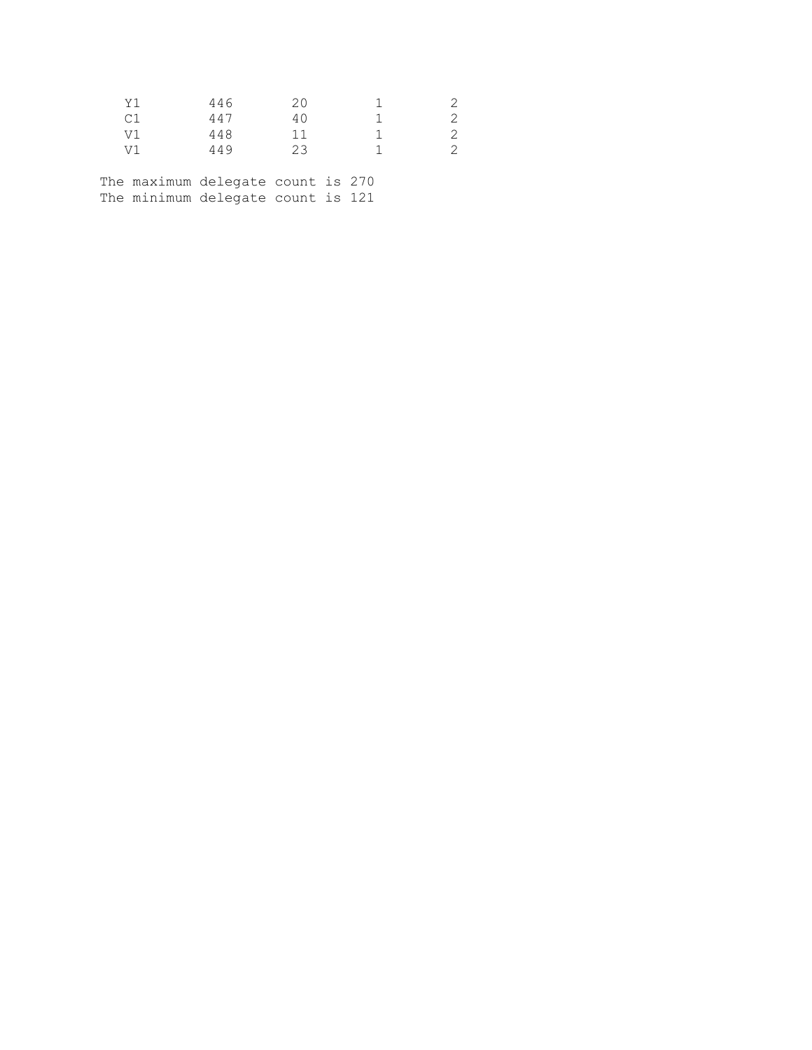| | | | | |
|---|---|---|---|---|
| Y1 | 446 | 20 | 1 | 2 |
| C1 | 447 | 40 | 1 | 2 |
| V1 | 448 | 11 | 1 | 2 |
| V1 | 449 | 23 | 1 | 2 |

The maximum delegate count is 270
The minimum delegate count is 121